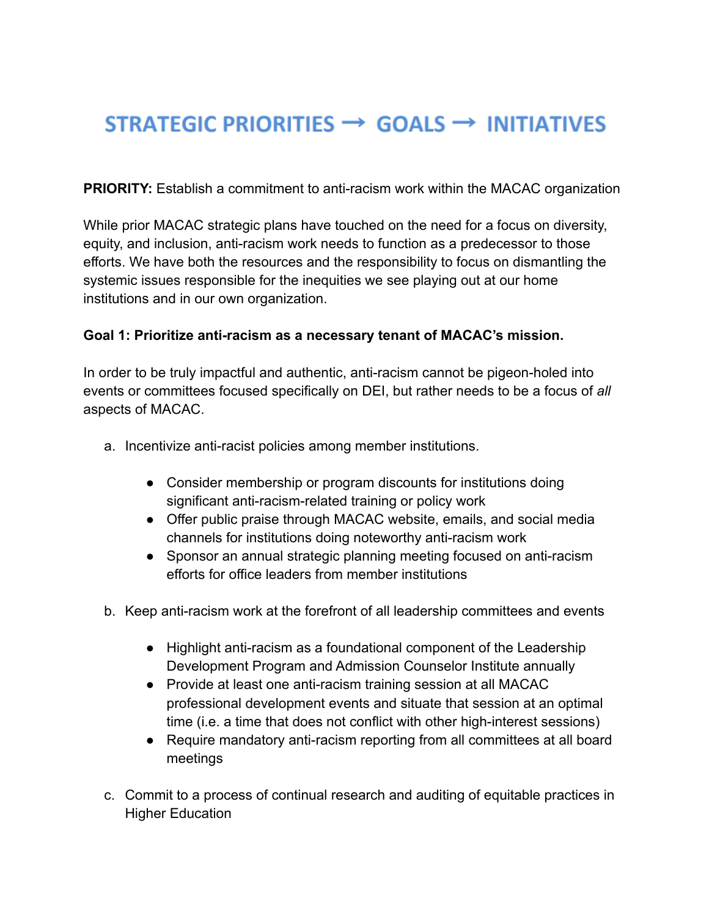# STRATEGIC PRIORITIES → GOALS → INITIATIVES

**PRIORITY:** Establish a commitment to anti-racism work within the MACAC organization

While prior MACAC strategic plans have touched on the need for a focus on diversity, equity, and inclusion, anti-racism work needs to function as a predecessor to those efforts. We have both the resources and the responsibility to focus on dismantling the systemic issues responsible for the inequities we see playing out at our home institutions and in our own organization.

**Goal 1: Prioritize anti-racism as a necessary tenant of MACAC's mission.**

In order to be truly impactful and authentic, anti-racism cannot be pigeon-holed into events or committees focused specifically on DEI, but rather needs to be a focus of *all* aspects of MACAC.

a. Incentivize anti-racist policies among member institutions.
    - Consider membership or program discounts for institutions doing significant anti-racism-related training or policy work
    - Offer public praise through MACAC website, emails, and social media channels for institutions doing noteworthy anti-racism work
    - Sponsor an annual strategic planning meeting focused on anti-racism efforts for office leaders from member institutions

b. Keep anti-racism work at the forefront of all leadership committees and events
    - Highlight anti-racism as a foundational component of the Leadership Development Program and Admission Counselor Institute annually
    - Provide at least one anti-racism training session at all MACAC professional development events and situate that session at an optimal time (i.e. a time that does not conflict with other high-interest sessions)
    - Require mandatory anti-racism reporting from all committees at all board meetings

c. Commit to a process of continual research and auditing of equitable practices in Higher Education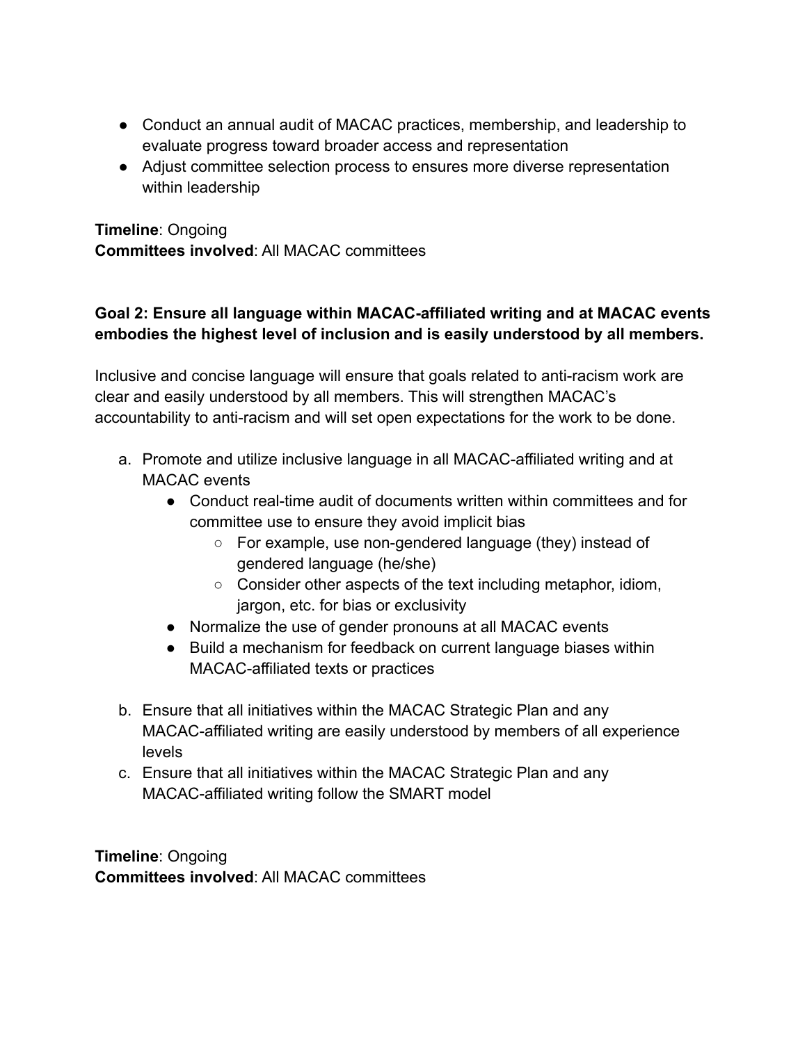- Conduct an annual audit of MACAC practices, membership, and leadership to evaluate progress toward broader access and representation
- Adjust committee selection process to ensures more diverse representation within leadership

**Timeline**: Ongoing
**Committees involved**: All MACAC committees

**Goal 2: Ensure all language within MACAC-affiliated writing and at MACAC events embodies the highest level of inclusion and is easily understood by all members.**

Inclusive and concise language will ensure that goals related to anti-racism work are clear and easily understood by all members. This will strengthen MACAC's accountability to anti-racism and will set open expectations for the work to be done.

a. Promote and utilize inclusive language in all MACAC-affiliated writing and at MACAC events
    - Conduct real-time audit of documents written within committees and for committee use to ensure they avoid implicit bias
        - For example, use non-gendered language (they) instead of gendered language (he/she)
        - Consider other aspects of the text including metaphor, idiom, jargon, etc. for bias or exclusivity
    - Normalize the use of gender pronouns at all MACAC events
    - Build a mechanism for feedback on current language biases within MACAC-affiliated texts or practices

b. Ensure that all initiatives within the MACAC Strategic Plan and any MACAC-affiliated writing are easily understood by members of all experience levels
c. Ensure that all initiatives within the MACAC Strategic Plan and any MACAC-affiliated writing follow the SMART model

**Timeline**: Ongoing
**Committees involved**: All MACAC committees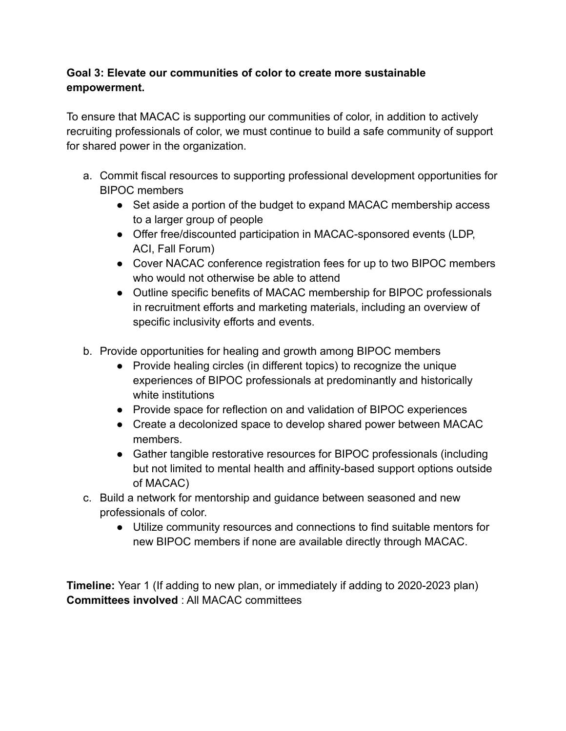**Goal 3: Elevate our communities of color to create more sustainable empowerment.**

To ensure that MACAC is supporting our communities of color, in addition to actively recruiting professionals of color, we must continue to build a safe community of support for shared power in the organization.

a. Commit fiscal resources to supporting professional development opportunities for BIPOC members
    - Set aside a portion of the budget to expand MACAC membership access to a larger group of people
    - Offer free/discounted participation in MACAC-sponsored events (LDP, ACI, Fall Forum)
    - Cover NACAC conference registration fees for up to two BIPOC members who would not otherwise be able to attend
    - Outline specific benefits of MACAC membership for BIPOC professionals in recruitment efforts and marketing materials, including an overview of specific inclusivity efforts and events.

b. Provide opportunities for healing and growth among BIPOC members
    - Provide healing circles (in different topics) to recognize the unique experiences of BIPOC professionals at predominantly and historically white institutions
    - Provide space for reflection on and validation of BIPOC experiences
    - Create a decolonized space to develop shared power between MACAC members.
    - Gather tangible restorative resources for BIPOC professionals (including but not limited to mental health and affinity-based support options outside of MACAC)

c. Build a network for mentorship and guidance between seasoned and new professionals of color.
    - Utilize community resources and connections to find suitable mentors for new BIPOC members if none are available directly through MACAC.

**Timeline:** Year 1 (If adding to new plan, or immediately if adding to 2020-2023 plan)
**Committees involved** : All MACAC committees